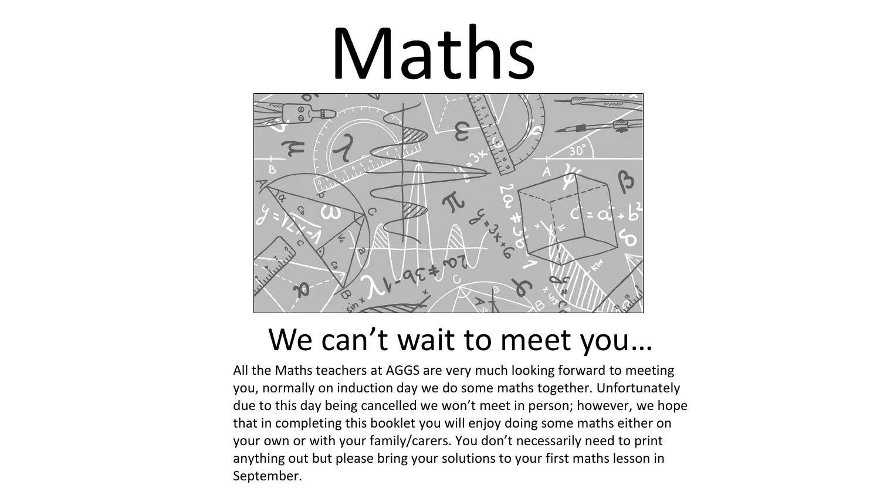# Maths

## We can't wait to meet you…

All the Maths teachers at AGGS are very much looking forward to meeting you, normally on induction day we do some maths together. Unfortunately due to this day being cancelled we won't meet in person; however, we hope that in completing this booklet you will enjoy doing some maths either on your own or with your family/carers. You don't necessarily need to print anything out but please bring your solutions to your first maths lesson in September.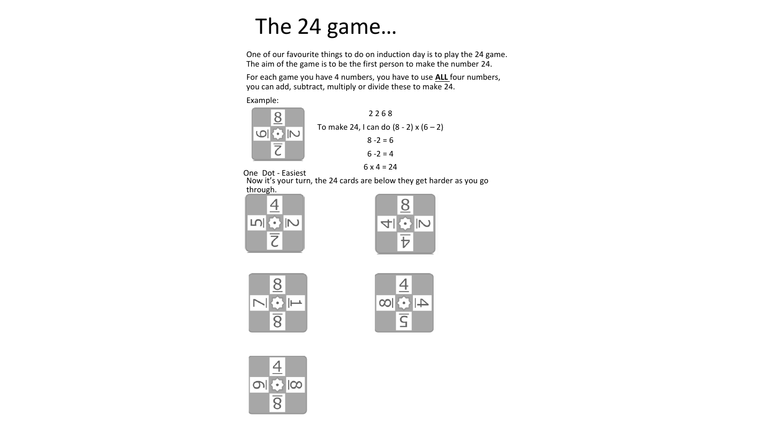# The 24 game…

One of our favourite things to do on induction day is to play the 24 game. The aim of the game is to be the first person to make the number 24.

For each game you have 4 numbers, you have to use **ALL** four numbers, you can add, subtract, multiply or divide these to make 24.

Example:

2 2 6 8

To make 24, I can do (8 - 2) x (6 – 2)

8 -2 = 6

6 -2 = 4

6 x 4 = 24

One Dot - Easiest

Now it's your turn, the 24 cards are below they get harder as you go through.

4, 2, 2, 5

8, 2, 4, 4

8, 1, 8, 7

4, 4, 5, 8

4, 8, 8, 6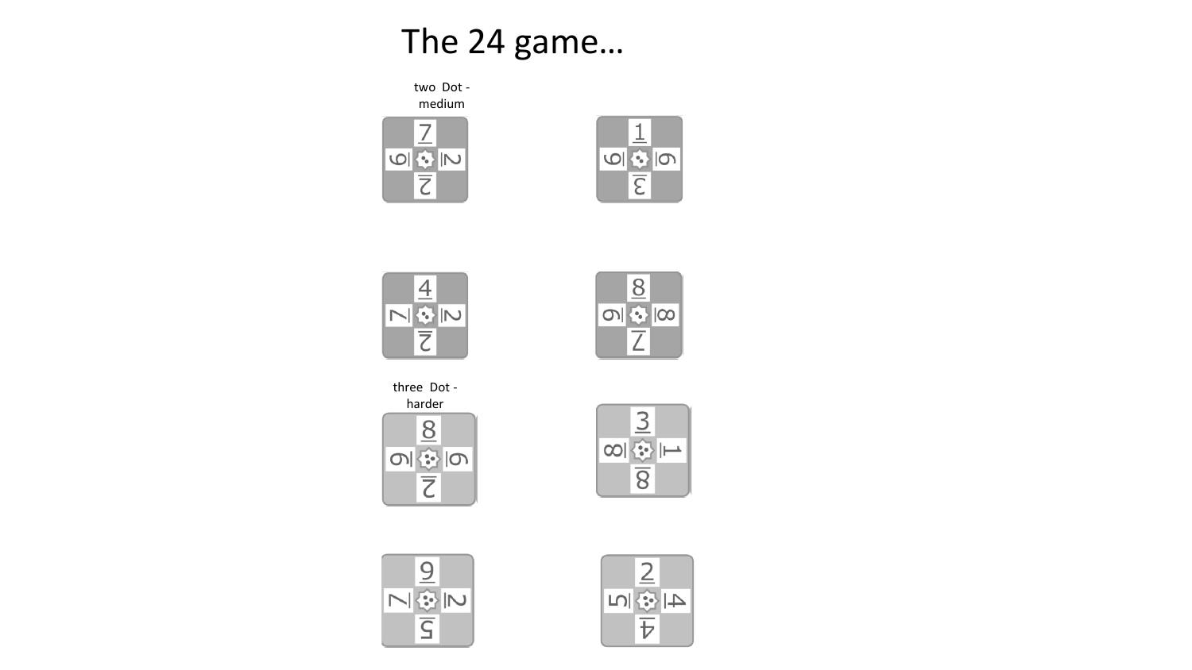# The 24 game…

two Dot - medium

| Card | Top | Left | Right | Bottom |
|---|---|---|---|---|
| 1 | 7 | 6 | 2 | 2 |
| 2 | 1 | 6 | 6 | 3 |
| 3 | 4 | 7 | 2 | 2 |
| 4 | 8 | 6 | 8 | 7 |

three Dot - harder

| Card | Top | Left | Right | Bottom |
|---|---|---|---|---|
| 5 | 8 | 6 | 6 | 2 |
| 6 | 3 | 8 | 1 | 8 |
| 7 | 9 | 7 | 2 | 5 |
| 8 | 2 | 5 | 4 | 4 |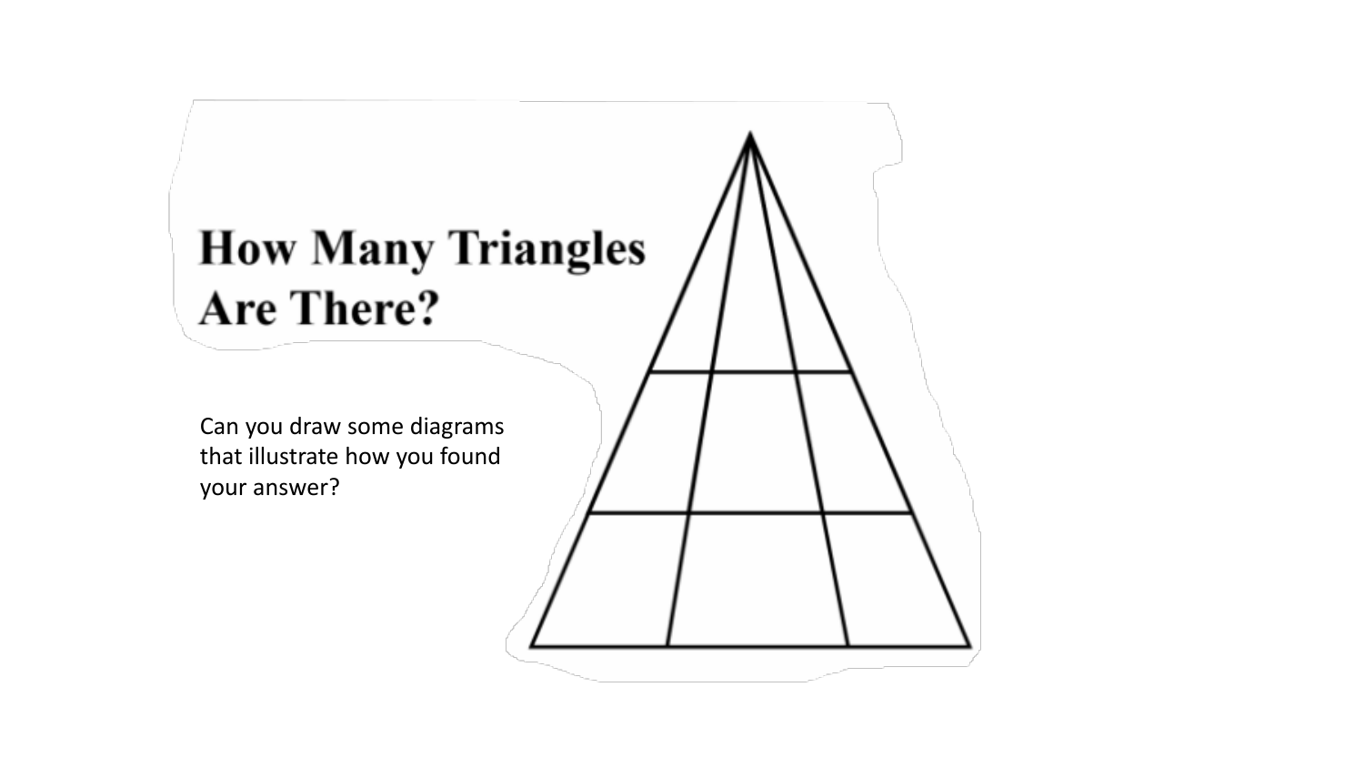# How Many Triangles Are There?

Can you draw some diagrams that illustrate how you found your answer?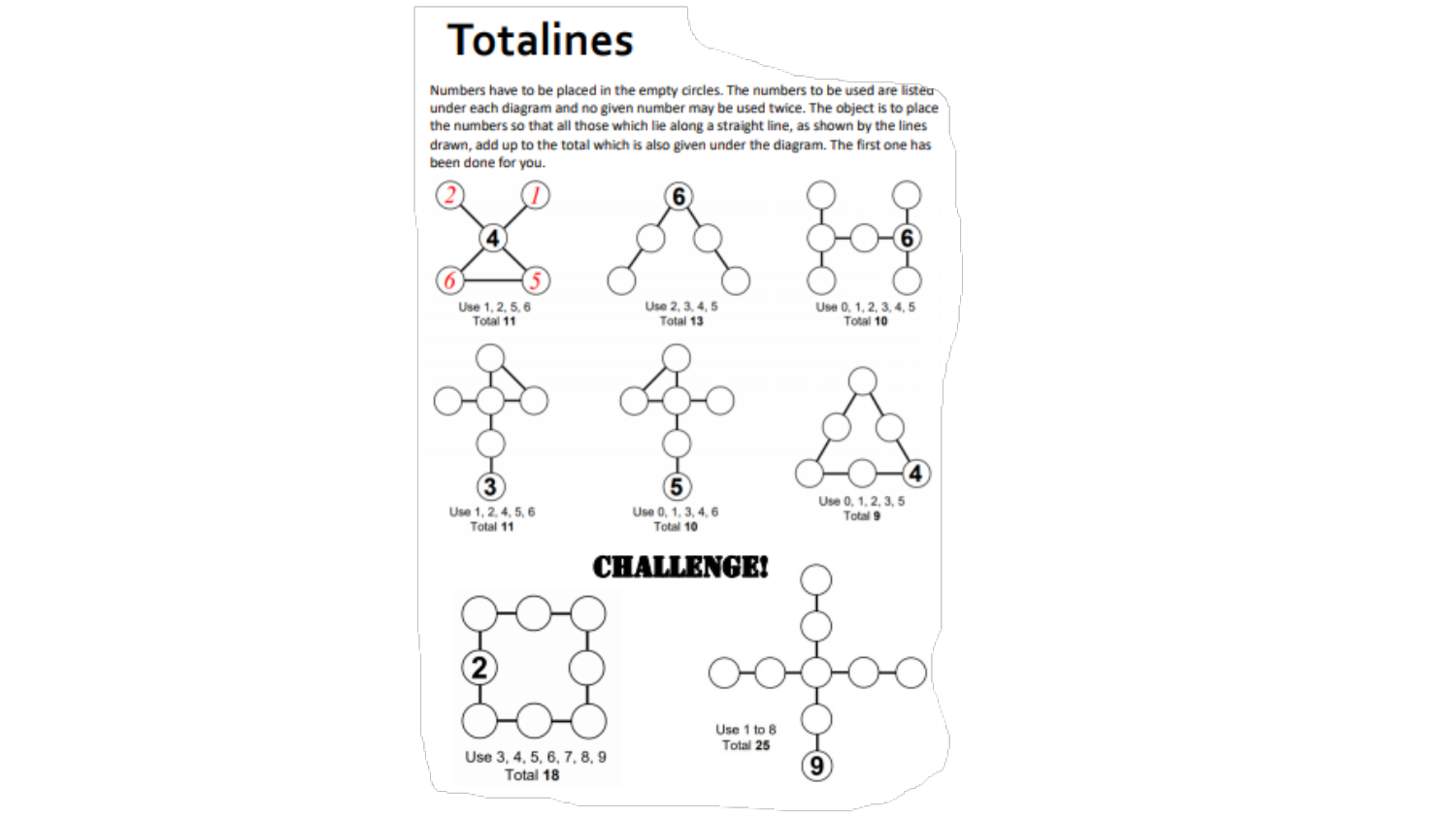# Totalines

Numbers have to be placed in the empty circles. The numbers to be used are listed under each diagram and no given number may be used twice. The object is to place the numbers so that all those which lie along a straight line, as shown by the lines drawn, add up to the total which is also given under the diagram. The first one has been done for you.

Use 1, 2, 5, 6
Total **11**

Use 2, 3, 4, 5
Total **13**

Use 0, 1, 2, 3, 4, 5
Total **10**

Use 1, 2, 4, 5, 6
Total **11**

Use 0, 1, 3, 4, 6
Total **10**

Use 0, 1, 2, 3, 5
Total **9**

## CHALLENGE!

Use 3, 4, 5, 6, 7, 8, 9
Total **18**

Use 1 to 8
Total **25**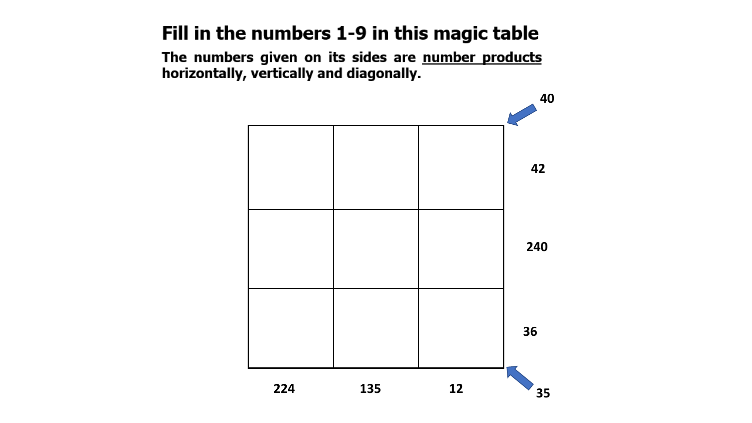# Fill in the numbers 1-9 in this magic table

**The numbers given on its sides are <u>number products</u> horizontally, vertically and diagonally.**

| | | | |
|---|---|---|---|
| | | | 40 ↙ |
| | | | 42 |
| | | | 240 |
| | | | 36 |
| 224 | 135 | 12 | 35 ↖ |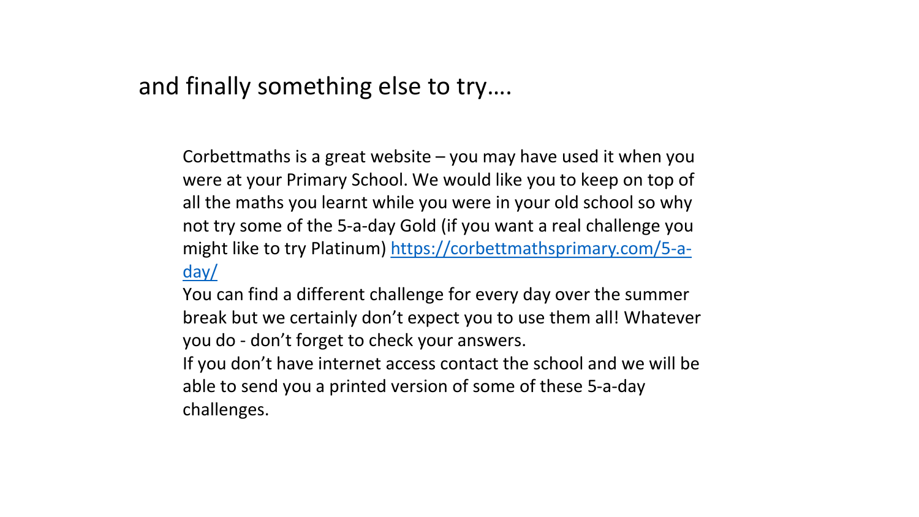## and finally something else to try….

Corbettmaths is a great website – you may have used it when you were at your Primary School. We would like you to keep on top of all the maths you learnt while you were in your old school so why not try some of the 5-a-day Gold (if you want a real challenge you might like to try Platinum) https://corbettmathsprimary.com/5-a-day/

You can find a different challenge for every day over the summer break but we certainly don't expect you to use them all! Whatever you do - don't forget to check your answers.

If you don't have internet access contact the school and we will be able to send you a printed version of some of these 5-a-day challenges.